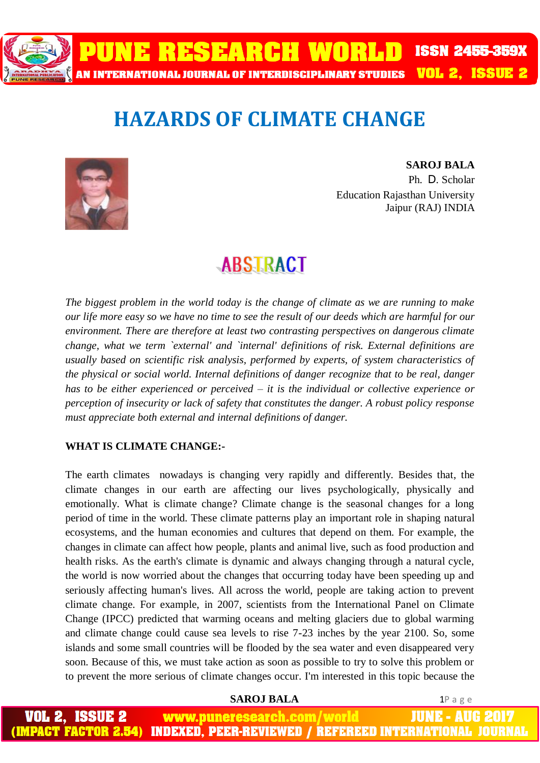# HAZARDS OF CLIMATE CHANGE

**SAROJ BALA**
Ph. D. Scholar
Education Rajasthan University
Jaipur (RAJ) INDIA

## ABSTRACT

*The biggest problem in the world today is the change of climate as we are running to make our life more easy so we have no time to see the result of our deeds which are harmful for our environment. There are therefore at least two contrasting perspectives on dangerous climate change, what we term `external' and `internal' definitions of risk. External definitions are usually based on scientific risk analysis, performed by experts, of system characteristics of the physical or social world. Internal definitions of danger recognize that to be real, danger has to be either experienced or perceived – it is the individual or collective experience or perception of insecurity or lack of safety that constitutes the danger. A robust policy response must appreciate both external and internal definitions of danger.*

**WHAT IS CLIMATE CHANGE:-**

The earth climates nowadays is changing very rapidly and differently. Besides that, the climate changes in our earth are affecting our lives psychologically, physically and emotionally. What is climate change? Climate change is the seasonal changes for a long period of time in the world. These climate patterns play an important role in shaping natural ecosystems, and the human economies and cultures that depend on them. For example, the changes in climate can affect how people, plants and animal live, such as food production and health risks. As the earth's climate is dynamic and always changing through a natural cycle, the world is now worried about the changes that occurring today have been speeding up and seriously affecting human's lives. All across the world, people are taking action to prevent climate change. For example, in 2007, scientists from the International Panel on Climate Change (IPCC) predicted that warming oceans and melting glaciers due to global warming and climate change could cause sea levels to rise 7-23 inches by the year 2100. So, some islands and some small countries will be flooded by the sea water and even disappeared very soon. Because of this, we must take action as soon as possible to try to solve this problem or to prevent the more serious of climate changes occur. I'm interested in this topic because the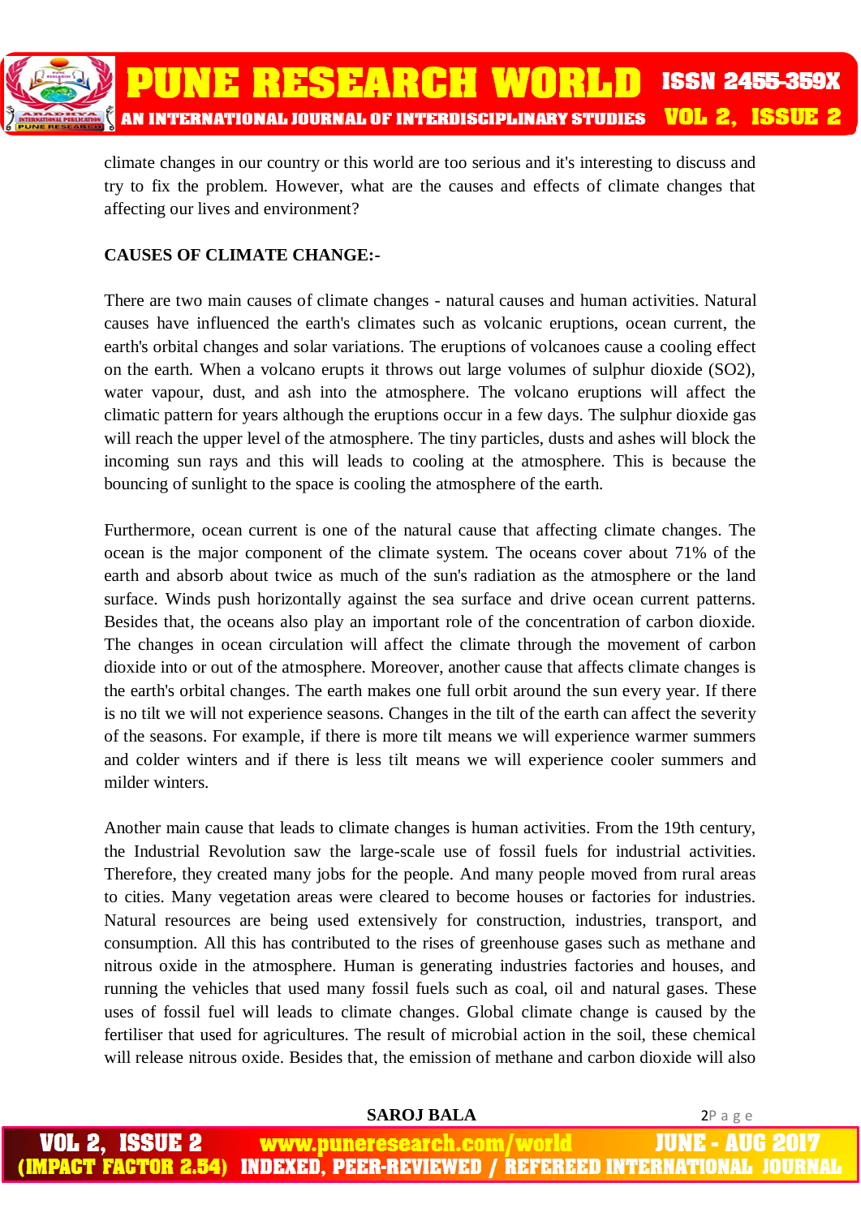climate changes in our country or this world are too serious and it's interesting to discuss and try to fix the problem. However, what are the causes and effects of climate changes that affecting our lives and environment?

**CAUSES OF CLIMATE CHANGE:-**

There are two main causes of climate changes - natural causes and human activities. Natural causes have influenced the earth's climates such as volcanic eruptions, ocean current, the earth's orbital changes and solar variations. The eruptions of volcanoes cause a cooling effect on the earth. When a volcano erupts it throws out large volumes of sulphur dioxide (SO2), water vapour, dust, and ash into the atmosphere. The volcano eruptions will affect the climatic pattern for years although the eruptions occur in a few days. The sulphur dioxide gas will reach the upper level of the atmosphere. The tiny particles, dusts and ashes will block the incoming sun rays and this will leads to cooling at the atmosphere. This is because the bouncing of sunlight to the space is cooling the atmosphere of the earth.

Furthermore, ocean current is one of the natural cause that affecting climate changes. The ocean is the major component of the climate system. The oceans cover about 71% of the earth and absorb about twice as much of the sun's radiation as the atmosphere or the land surface. Winds push horizontally against the sea surface and drive ocean current patterns. Besides that, the oceans also play an important role of the concentration of carbon dioxide. The changes in ocean circulation will affect the climate through the movement of carbon dioxide into or out of the atmosphere. Moreover, another cause that affects climate changes is the earth's orbital changes. The earth makes one full orbit around the sun every year. If there is no tilt we will not experience seasons. Changes in the tilt of the earth can affect the severity of the seasons. For example, if there is more tilt means we will experience warmer summers and colder winters and if there is less tilt means we will experience cooler summers and milder winters.

Another main cause that leads to climate changes is human activities. From the 19th century, the Industrial Revolution saw the large-scale use of fossil fuels for industrial activities. Therefore, they created many jobs for the people. And many people moved from rural areas to cities. Many vegetation areas were cleared to become houses or factories for industries. Natural resources are being used extensively for construction, industries, transport, and consumption. All this has contributed to the rises of greenhouse gases such as methane and nitrous oxide in the atmosphere. Human is generating industries factories and houses, and running the vehicles that used many fossil fuels such as coal, oil and natural gases. These uses of fossil fuel will leads to climate changes. Global climate change is caused by the fertiliser that used for agricultures. The result of microbial action in the soil, these chemical will release nitrous oxide. Besides that, the emission of methane and carbon dioxide will also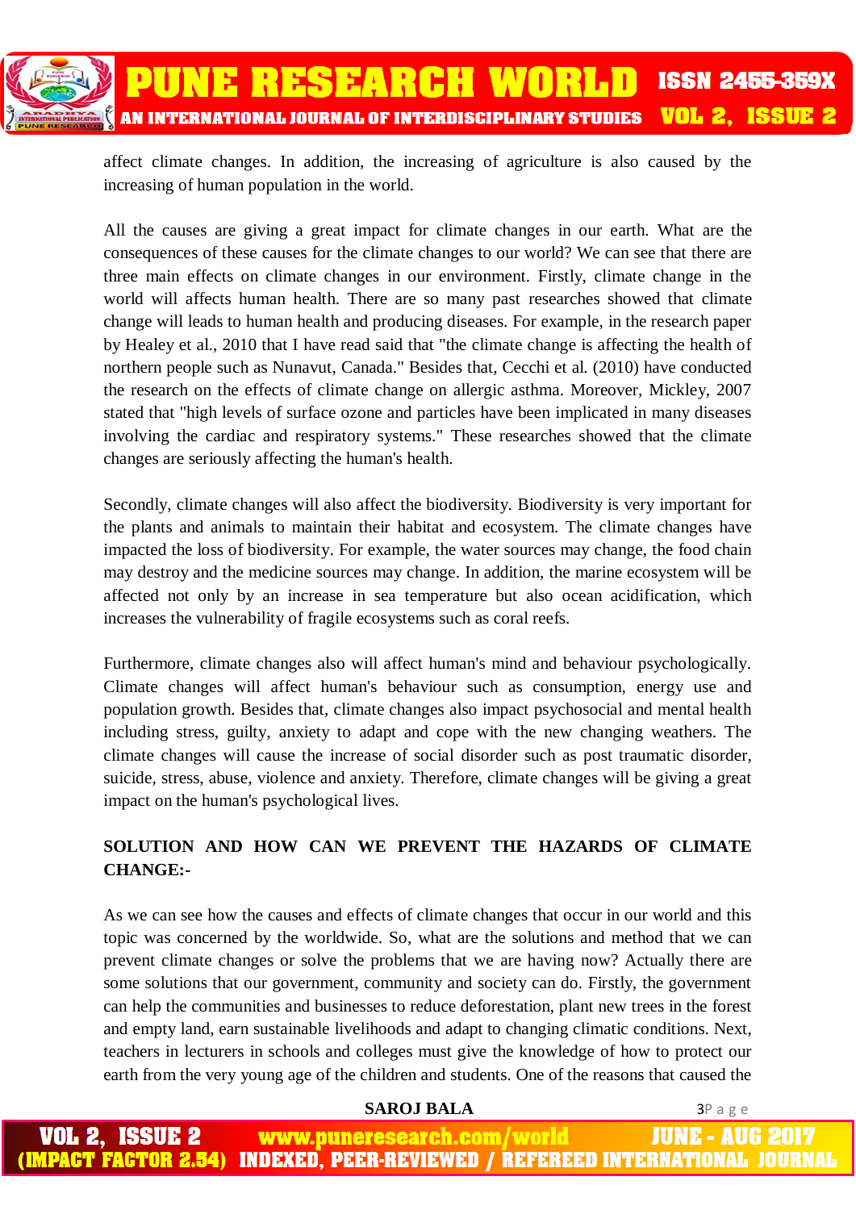affect climate changes. In addition, the increasing of agriculture is also caused by the increasing of human population in the world.

All the causes are giving a great impact for climate changes in our earth. What are the consequences of these causes for the climate changes to our world? We can see that there are three main effects on climate changes in our environment. Firstly, climate change in the world will affects human health. There are so many past researches showed that climate change will leads to human health and producing diseases. For example, in the research paper by Healey et al., 2010 that I have read said that "the climate change is affecting the health of northern people such as Nunavut, Canada." Besides that, Cecchi et al. (2010) have conducted the research on the effects of climate change on allergic asthma. Moreover, Mickley, 2007 stated that "high levels of surface ozone and particles have been implicated in many diseases involving the cardiac and respiratory systems." These researches showed that the climate changes are seriously affecting the human's health.

Secondly, climate changes will also affect the biodiversity. Biodiversity is very important for the plants and animals to maintain their habitat and ecosystem. The climate changes have impacted the loss of biodiversity. For example, the water sources may change, the food chain may destroy and the medicine sources may change. In addition, the marine ecosystem will be affected not only by an increase in sea temperature but also ocean acidification, which increases the vulnerability of fragile ecosystems such as coral reefs.

Furthermore, climate changes also will affect human's mind and behaviour psychologically. Climate changes will affect human's behaviour such as consumption, energy use and population growth. Besides that, climate changes also impact psychosocial and mental health including stress, guilty, anxiety to adapt and cope with the new changing weathers. The climate changes will cause the increase of social disorder such as post traumatic disorder, suicide, stress, abuse, violence and anxiety. Therefore, climate changes will be giving a great impact on the human's psychological lives.

**SOLUTION AND HOW CAN WE PREVENT THE HAZARDS OF CLIMATE CHANGE:-**

As we can see how the causes and effects of climate changes that occur in our world and this topic was concerned by the worldwide. So, what are the solutions and method that we can prevent climate changes or solve the problems that we are having now? Actually there are some solutions that our government, community and society can do. Firstly, the government can help the communities and businesses to reduce deforestation, plant new trees in the forest and empty land, earn sustainable livelihoods and adapt to changing climatic conditions. Next, teachers in lecturers in schools and colleges must give the knowledge of how to protect our earth from the very young age of the children and students. One of the reasons that caused the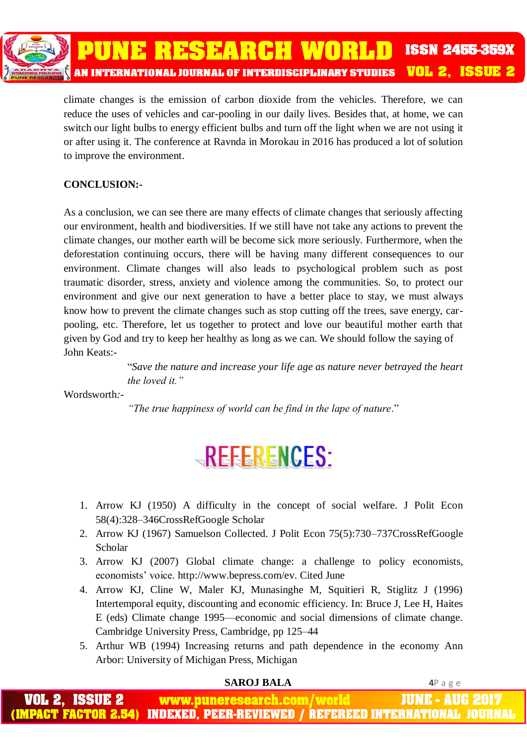climate changes is the emission of carbon dioxide from the vehicles. Therefore, we can reduce the uses of vehicles and car-pooling in our daily lives. Besides that, at home, we can switch our light bulbs to energy efficient bulbs and turn off the light when we are not using it or after using it. The conference at Ravnda in Morokau in 2016 has produced a lot of solution to improve the environment.

**CONCLUSION:-**

As a conclusion, we can see there are many effects of climate changes that seriously affecting our environment, health and biodiversities. If we still have not take any actions to prevent the climate changes, our mother earth will be become sick more seriously. Furthermore, when the deforestation continuing occurs, there will be having many different consequences to our environment. Climate changes will also leads to psychological problem such as post traumatic disorder, stress, anxiety and violence among the communities. So, to protect our environment and give our next generation to have a better place to stay, we must always know how to prevent the climate changes such as stop cutting off the trees, save energy, car-pooling, etc. Therefore, let us together to protect and love our beautiful mother earth that given by God and try to keep her healthy as long as we can. We should follow the saying of John Keats:-

> "*Save the nature and increase your life age as nature never betrayed the heart the loved it.*"

Wordsworth:-

> "*The true happiness of world can be find in the lape of nature*."

## REFERENCES:

1. Arrow KJ (1950) A difficulty in the concept of social welfare. J Polit Econ 58(4):328–346CrossRefGoogle Scholar
2. Arrow KJ (1967) Samuelson Collected. J Polit Econ 75(5):730–737CrossRefGoogle Scholar
3. Arrow KJ (2007) Global climate change: a challenge to policy economists, economists' voice. http://www.bepress.com/ev. Cited June
4. Arrow KJ, Cline W, Maler KJ, Munasinghe M, Squitieri R, Stiglitz J (1996) Intertemporal equity, discounting and economic efficiency. In: Bruce J, Lee H, Haites E (eds) Climate change 1995—economic and social dimensions of climate change. Cambridge University Press, Cambridge, pp 125–44
5. Arthur WB (1994) Increasing returns and path dependence in the economy Ann Arbor: University of Michigan Press, Michigan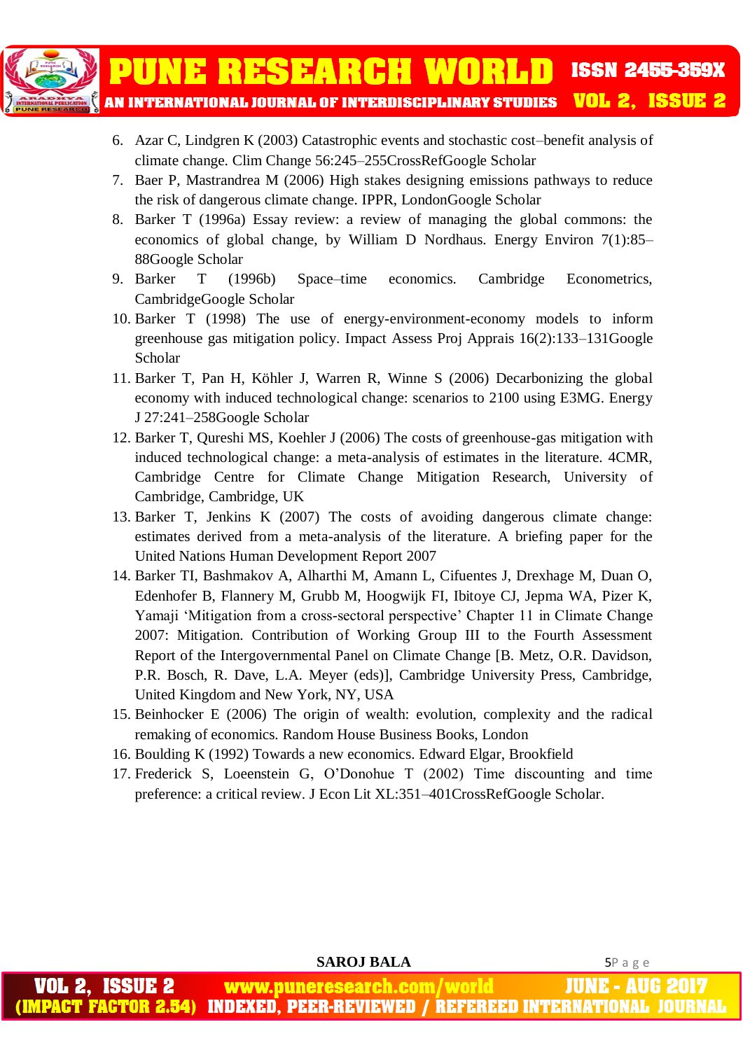6. Azar C, Lindgren K (2003) Catastrophic events and stochastic cost–benefit analysis of climate change. Clim Change 56:245–255CrossRefGoogle Scholar
7. Baer P, Mastrandrea M (2006) High stakes designing emissions pathways to reduce the risk of dangerous climate change. IPPR, LondonGoogle Scholar
8. Barker T (1996a) Essay review: a review of managing the global commons: the economics of global change, by William D Nordhaus. Energy Environ 7(1):85–88Google Scholar
9. Barker T (1996b) Space–time economics. Cambridge Econometrics, CambridgeGoogle Scholar
10. Barker T (1998) The use of energy-environment-economy models to inform greenhouse gas mitigation policy. Impact Assess Proj Apprais 16(2):133–131Google Scholar
11. Barker T, Pan H, Köhler J, Warren R, Winne S (2006) Decarbonizing the global economy with induced technological change: scenarios to 2100 using E3MG. Energy J 27:241–258Google Scholar
12. Barker T, Qureshi MS, Koehler J (2006) The costs of greenhouse-gas mitigation with induced technological change: a meta-analysis of estimates in the literature. 4CMR, Cambridge Centre for Climate Change Mitigation Research, University of Cambridge, Cambridge, UK
13. Barker T, Jenkins K (2007) The costs of avoiding dangerous climate change: estimates derived from a meta-analysis of the literature. A briefing paper for the United Nations Human Development Report 2007
14. Barker TI, Bashmakov A, Alharthi M, Amann L, Cifuentes J, Drexhage M, Duan O, Edenhofer B, Flannery M, Grubb M, Hoogwijk FI, Ibitoye CJ, Jepma WA, Pizer K, Yamaji 'Mitigation from a cross-sectoral perspective' Chapter 11 in Climate Change 2007: Mitigation. Contribution of Working Group III to the Fourth Assessment Report of the Intergovernmental Panel on Climate Change [B. Metz, O.R. Davidson, P.R. Bosch, R. Dave, L.A. Meyer (eds)], Cambridge University Press, Cambridge, United Kingdom and New York, NY, USA
15. Beinhocker E (2006) The origin of wealth: evolution, complexity and the radical remaking of economics. Random House Business Books, London
16. Boulding K (1992) Towards a new economics. Edward Elgar, Brookfield
17. Frederick S, Loeenstein G, O'Donohue T (2002) Time discounting and time preference: a critical review. J Econ Lit XL:351–401CrossRefGoogle Scholar.